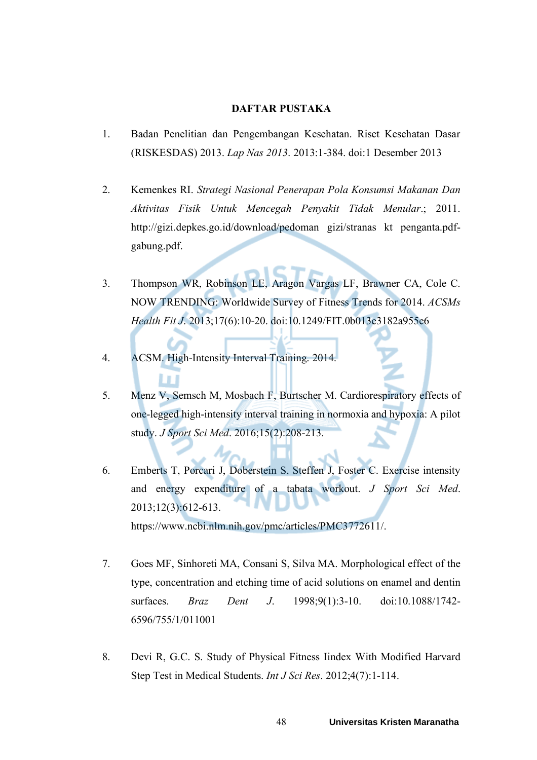# DAFTAR PUSTAKA

1. Badan Penelitian dan Pengembangan Kesehatan. Riset Kesehatan Dasar (RISKESDAS) 2013. *Lap Nas 2013*. 2013:1-384. doi:1 Desember 2013

2. Kemenkes RI. *Strategi Nasional Penerapan Pola Konsumsi Makanan Dan Aktivitas Fisik Untuk Mencegah Penyakit Tidak Menular*.; 2011. http://gizi.depkes.go.id/download/pedoman gizi/stranas kt penganta.pdf-gabung.pdf.

3. Thompson WR, Robinson LE, Aragon Vargas LF, Brawner CA, Cole C. NOW TRENDING: Worldwide Survey of Fitness Trends for 2014. *ACSMs Health Fit J*. 2013;17(6):10-20. doi:10.1249/FIT.0b013e3182a955e6

4. ACSM. High-Intensity Interval Training. 2014.

5. Menz V, Semsch M, Mosbach F, Burtscher M. Cardiorespiratory effects of one-legged high-intensity interval training in normoxia and hypoxia: A pilot study. *J Sport Sci Med*. 2016;15(2):208-213.

6. Emberts T, Porcari J, Doberstein S, Steffen J, Foster C. Exercise intensity and energy expenditure of a tabata workout. *J Sport Sci Med*. 2013;12(3):612-613. https://www.ncbi.nlm.nih.gov/pmc/articles/PMC3772611/.

7. Goes MF, Sinhoreti MA, Consani S, Silva MA. Morphological effect of the type, concentration and etching time of acid solutions on enamel and dentin surfaces. *Braz Dent J*. 1998;9(1):3-10. doi:10.1088/1742-6596/755/1/011001

8. Devi R, G.C. S. Study of Physical Fitness Iindex With Modified Harvard Step Test in Medical Students. *Int J Sci Res*. 2012;4(7):1-114.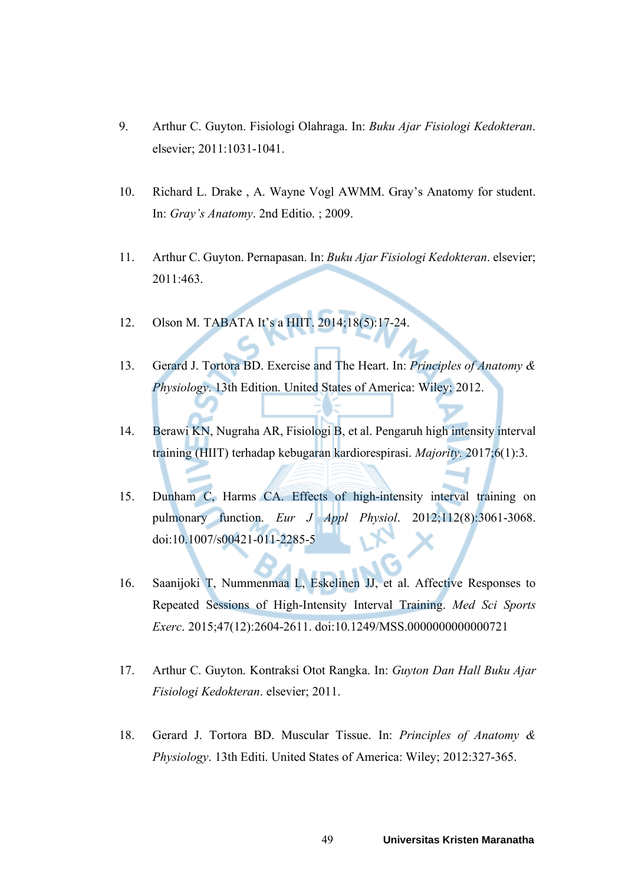9. Arthur C. Guyton. Fisiologi Olahraga. In: *Buku Ajar Fisiologi Kedokteran*. elsevier; 2011:1031-1041.

10. Richard L. Drake , A. Wayne Vogl AWMM. Gray's Anatomy for student. In: *Gray's Anatomy*. 2nd Editio. ; 2009.

11. Arthur C. Guyton. Pernapasan. In: *Buku Ajar Fisiologi Kedokteran*. elsevier; 2011:463.

12. Olson M. TABATA It's a HIIT. 2014;18(5):17-24.

13. Gerard J. Tortora BD. Exercise and The Heart. In: *Principles of Anatomy & Physiology*. 13th Edition. United States of America: Wiley; 2012.

14. Berawi KN, Nugraha AR, Fisiologi B, et al. Pengaruh high intensity interval training (HIIT) terhadap kebugaran kardiorespirasi. *Majority*. 2017;6(1):3.

15. Dunham C, Harms CA. Effects of high-intensity interval training on pulmonary function. *Eur J Appl Physiol*. 2012;112(8):3061-3068. doi:10.1007/s00421-011-2285-5

16. Saanijoki T, Nummenmaa L, Eskelinen JJ, et al. Affective Responses to Repeated Sessions of High-Intensity Interval Training. *Med Sci Sports Exerc*. 2015;47(12):2604-2611. doi:10.1249/MSS.0000000000000721

17. Arthur C. Guyton. Kontraksi Otot Rangka. In: *Guyton Dan Hall Buku Ajar Fisiologi Kedokteran*. elsevier; 2011.

18. Gerard J. Tortora BD. Muscular Tissue. In: *Principles of Anatomy & Physiology*. 13th Editi. United States of America: Wiley; 2012:327-365.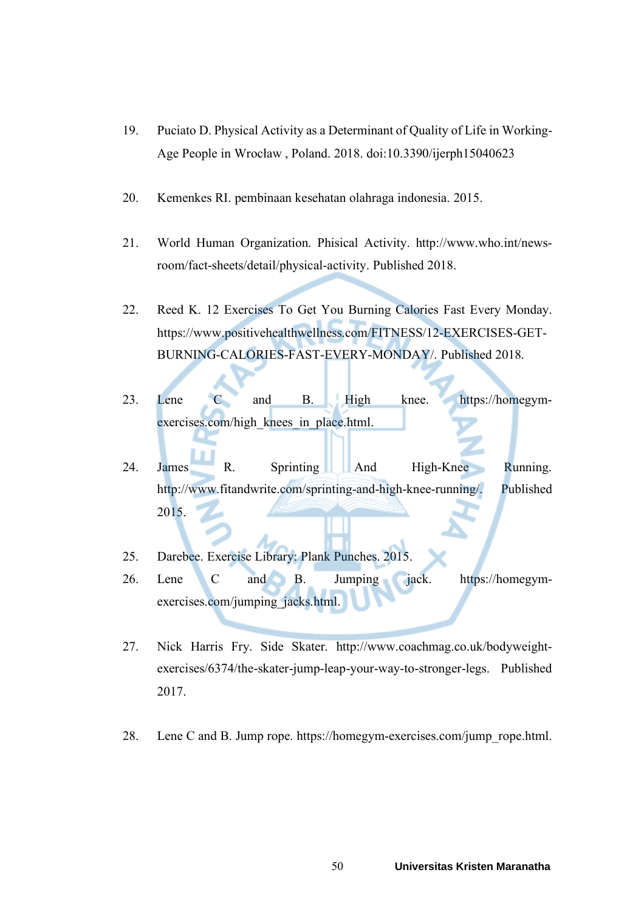19. Puciato D. Physical Activity as a Determinant of Quality of Life in Working-Age People in Wrocław , Poland. 2018. doi:10.3390/ijerph15040623

20. Kemenkes RI. pembinaan kesehatan olahraga indonesia. 2015.

21. World Human Organization. Phisical Activity. http://www.who.int/news-room/fact-sheets/detail/physical-activity. Published 2018.

22. Reed K. 12 Exercises To Get You Burning Calories Fast Every Monday. https://www.positivehealthwellness.com/FITNESS/12-EXERCISES-GET-BURNING-CALORIES-FAST-EVERY-MONDAY/. Published 2018.

23. Lene C and B. High knee. https://homegym-exercises.com/high_knees_in_place.html.

24. James R. Sprinting And High-Knee Running. http://www.fitandwrite.com/sprinting-and-high-knee-running/. Published 2015.

25. Darebee. Exercise Library: Plank Punches. 2015.

26. Lene C and B. Jumping jack. https://homegym-exercises.com/jumping_jacks.html.

27. Nick Harris Fry. Side Skater. http://www.coachmag.co.uk/bodyweight-exercises/6374/the-skater-jump-leap-your-way-to-stronger-legs. Published 2017.

28. Lene C and B. Jump rope. https://homegym-exercises.com/jump_rope.html.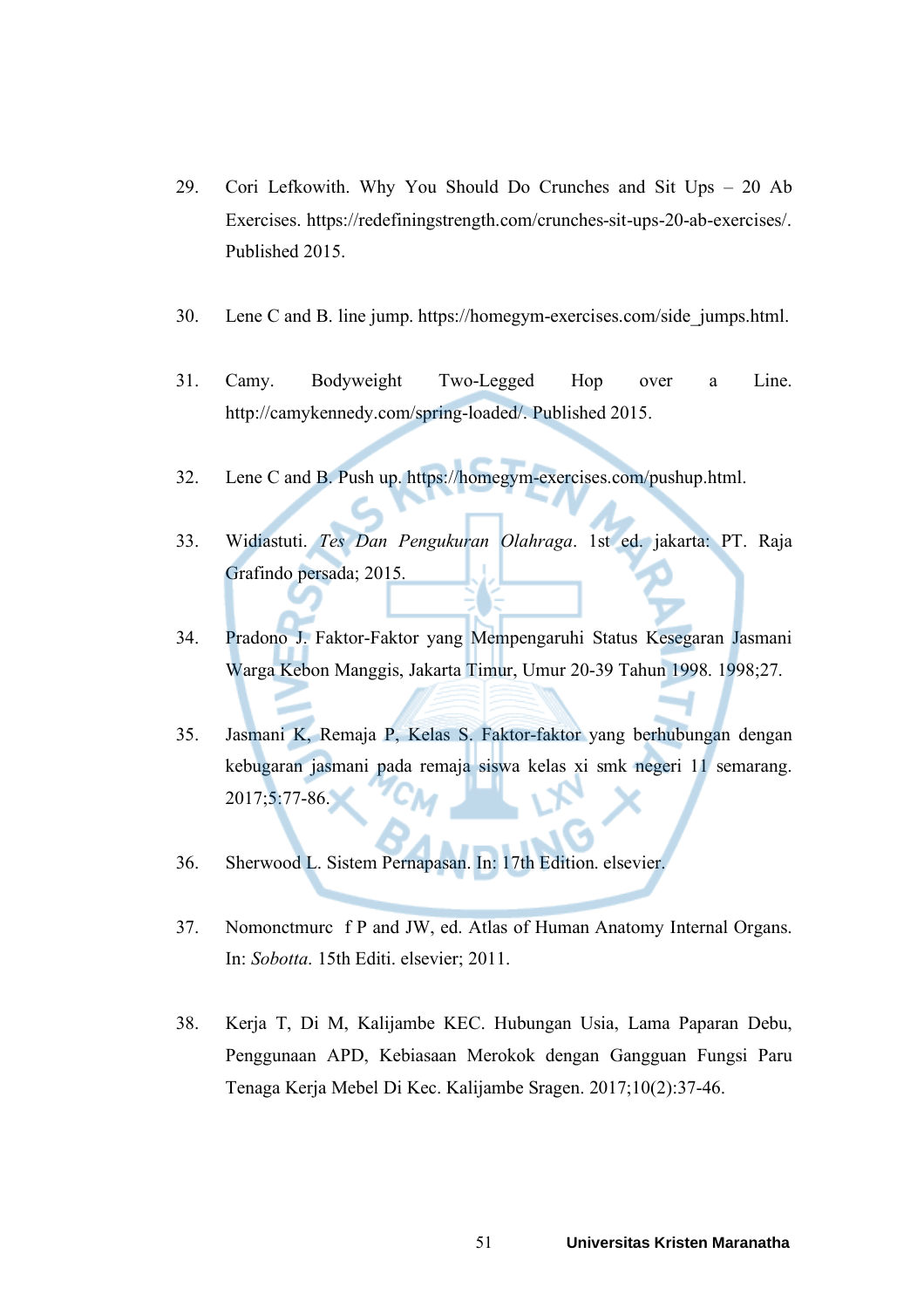29. Cori Lefkowith. Why You Should Do Crunches and Sit Ups – 20 Ab Exercises. https://redefiningstrength.com/crunches-sit-ups-20-ab-exercises/. Published 2015.

30. Lene C and B. line jump. https://homegym-exercises.com/side_jumps.html.

31. Camy. Bodyweight Two-Legged Hop over a Line. http://camykennedy.com/spring-loaded/. Published 2015.

32. Lene C and B. Push up. https://homegym-exercises.com/pushup.html.

33. Widiastuti. *Tes Dan Pengukuran Olahraga*. 1st ed. jakarta: PT. Raja Grafindo persada; 2015.

34. Pradono J. Faktor-Faktor yang Mempengaruhi Status Kesegaran Jasmani Warga Kebon Manggis, Jakarta Timur, Umur 20-39 Tahun 1998. 1998;27.

35. Jasmani K, Remaja P, Kelas S. Faktor-faktor yang berhubungan dengan kebugaran jasmani pada remaja siswa kelas xi smk negeri 11 semarang. 2017;5:77-86.

36. Sherwood L. Sistem Pernapasan. In: 17th Edition. elsevier.

37. Nomonctmurc f P and JW, ed. Atlas of Human Anatomy Internal Organs. In: *Sobotta*. 15th Editi. elsevier; 2011.

38. Kerja T, Di M, Kalijambe KEC. Hubungan Usia, Lama Paparan Debu, Penggunaan APD, Kebiasaan Merokok dengan Gangguan Fungsi Paru Tenaga Kerja Mebel Di Kec. Kalijambe Sragen. 2017;10(2):37-46.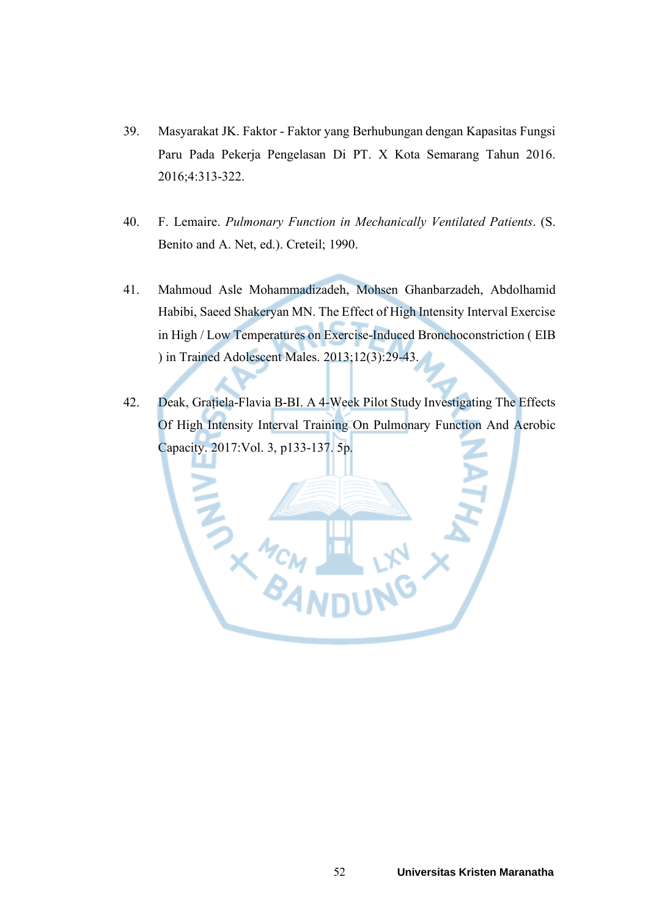39. Masyarakat JK. Faktor - Faktor yang Berhubungan dengan Kapasitas Fungsi Paru Pada Pekerja Pengelasan Di PT. X Kota Semarang Tahun 2016. 2016;4:313-322.

40. F. Lemaire. *Pulmonary Function in Mechanically Ventilated Patients*. (S. Benito and A. Net, ed.). Creteil; 1990.

41. Mahmoud Asle Mohammadizadeh, Mohsen Ghanbarzadeh, Abdolhamid Habibi, Saeed Shakeryan MN. The Effect of High Intensity Interval Exercise in High / Low Temperatures on Exercise-Induced Bronchoconstriction ( EIB ) in Trained Adolescent Males. 2013;12(3):29-43.

42. Deak, Grațiela-Flavia B-BI. A 4-Week Pilot Study Investigating The Effects Of High Intensity Interval Training On Pulmonary Function And Aerobic Capacity. 2017:Vol. 3, p133-137. 5p.